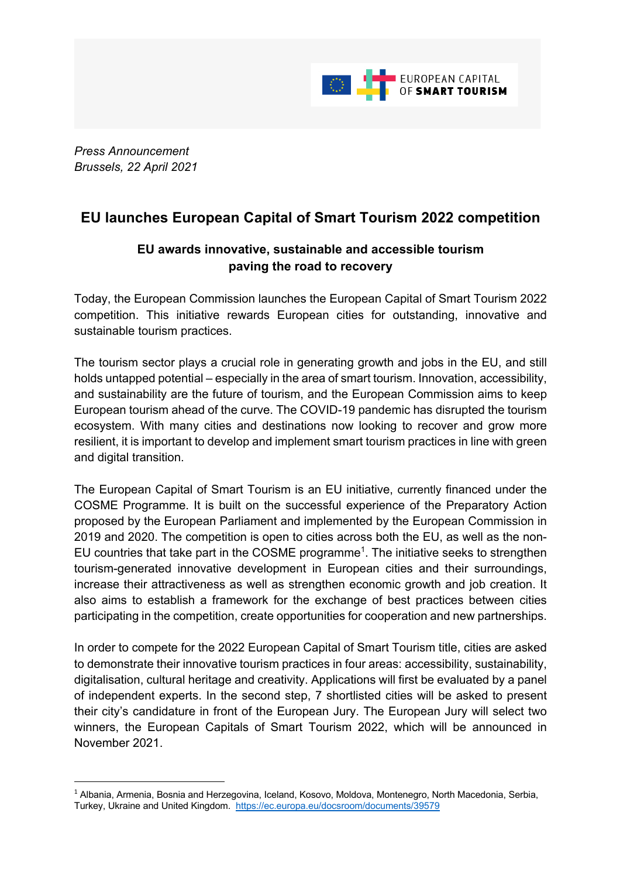EUROPEAN CAPITAL OF **SMART TOURISM**

*Press Announcement*
*Brussels, 22 April 2021*

# EU launches European Capital of Smart Tourism 2022 competition

## EU awards innovative, sustainable and accessible tourism paving the road to recovery

Today, the European Commission launches the European Capital of Smart Tourism 2022 competition. This initiative rewards European cities for outstanding, innovative and sustainable tourism practices.

The tourism sector plays a crucial role in generating growth and jobs in the EU, and still holds untapped potential – especially in the area of smart tourism. Innovation, accessibility, and sustainability are the future of tourism, and the European Commission aims to keep European tourism ahead of the curve. The COVID-19 pandemic has disrupted the tourism ecosystem. With many cities and destinations now looking to recover and grow more resilient, it is important to develop and implement smart tourism practices in line with green and digital transition.

The European Capital of Smart Tourism is an EU initiative, currently financed under the COSME Programme. It is built on the successful experience of the Preparatory Action proposed by the European Parliament and implemented by the European Commission in 2019 and 2020. The competition is open to cities across both the EU, as well as the non-EU countries that take part in the COSME programme[1]. The initiative seeks to strengthen tourism-generated innovative development in European cities and their surroundings, increase their attractiveness as well as strengthen economic growth and job creation. It also aims to establish a framework for the exchange of best practices between cities participating in the competition, create opportunities for cooperation and new partnerships.

In order to compete for the 2022 European Capital of Smart Tourism title, cities are asked to demonstrate their innovative tourism practices in four areas: accessibility, sustainability, digitalisation, cultural heritage and creativity. Applications will first be evaluated by a panel of independent experts. In the second step, 7 shortlisted cities will be asked to present their city's candidature in front of the European Jury. The European Jury will select two winners, the European Capitals of Smart Tourism 2022, which will be announced in November 2021.

---

[1] Albania, Armenia, Bosnia and Herzegovina, Iceland, Kosovo, Moldova, Montenegro, North Macedonia, Serbia, Turkey, Ukraine and United Kingdom. https://ec.europa.eu/docsroom/documents/39579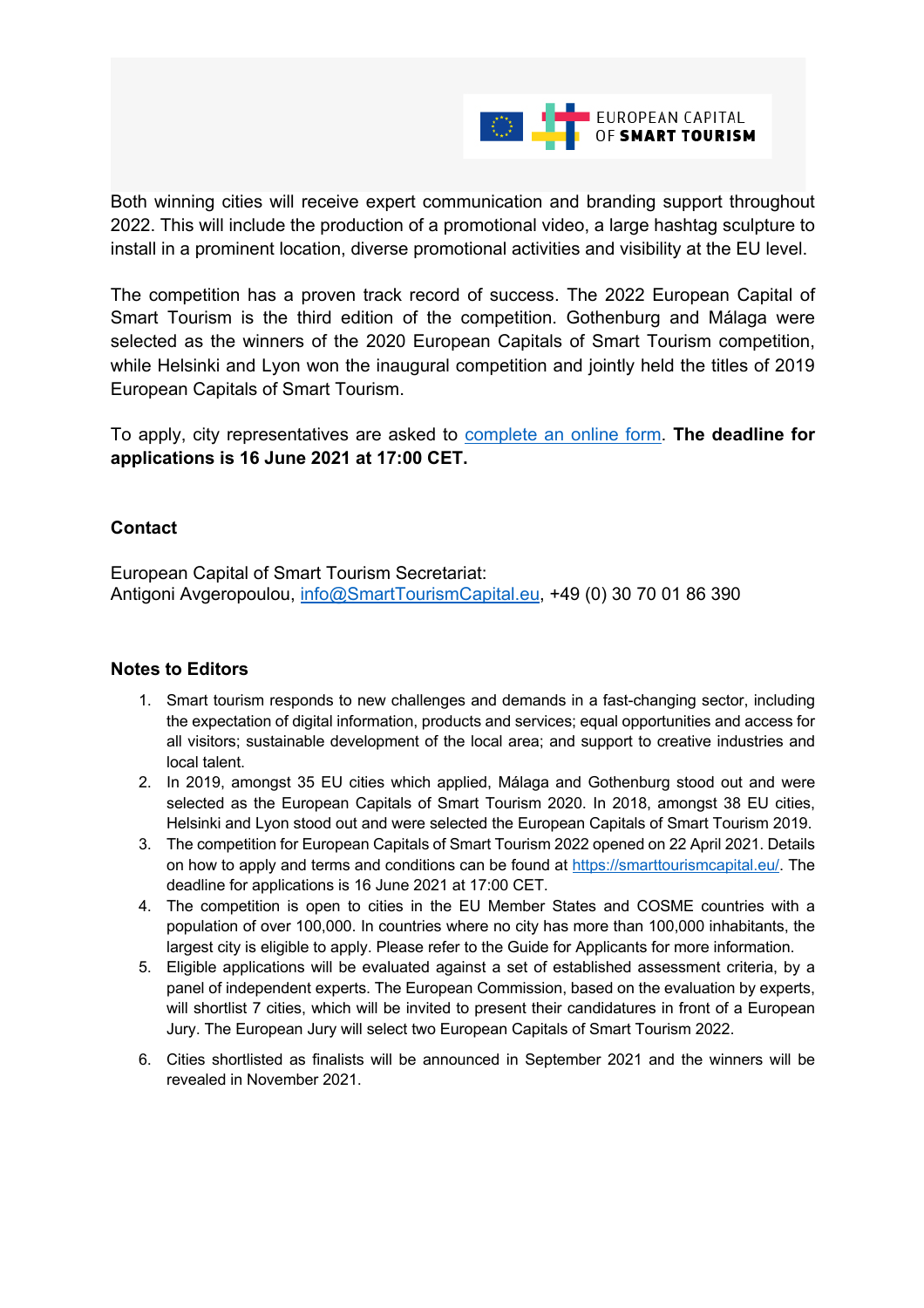Both winning cities will receive expert communication and branding support throughout 2022. This will include the production of a promotional video, a large hashtag sculpture to install in a prominent location, diverse promotional activities and visibility at the EU level.

The competition has a proven track record of success. The 2022 European Capital of Smart Tourism is the third edition of the competition. Gothenburg and Málaga were selected as the winners of the 2020 European Capitals of Smart Tourism competition, while Helsinki and Lyon won the inaugural competition and jointly held the titles of 2019 European Capitals of Smart Tourism.

To apply, city representatives are asked to complete an online form. **The deadline for applications is 16 June 2021 at 17:00 CET.**

**Contact**

European Capital of Smart Tourism Secretariat:
Antigoni Avgeropoulou, info@SmartTourismCapital.eu, +49 (0) 30 70 01 86 390

**Notes to Editors**

1. Smart tourism responds to new challenges and demands in a fast-changing sector, including the expectation of digital information, products and services; equal opportunities and access for all visitors; sustainable development of the local area; and support to creative industries and local talent.
2. In 2019, amongst 35 EU cities which applied, Málaga and Gothenburg stood out and were selected as the European Capitals of Smart Tourism 2020. In 2018, amongst 38 EU cities, Helsinki and Lyon stood out and were selected the European Capitals of Smart Tourism 2019.
3. The competition for European Capitals of Smart Tourism 2022 opened on 22 April 2021. Details on how to apply and terms and conditions can be found at https://smarttourismcapital.eu/. The deadline for applications is 16 June 2021 at 17:00 CET.
4. The competition is open to cities in the EU Member States and COSME countries with a population of over 100,000. In countries where no city has more than 100,000 inhabitants, the largest city is eligible to apply. Please refer to the Guide for Applicants for more information.
5. Eligible applications will be evaluated against a set of established assessment criteria, by a panel of independent experts. The European Commission, based on the evaluation by experts, will shortlist 7 cities, which will be invited to present their candidatures in front of a European Jury. The European Jury will select two European Capitals of Smart Tourism 2022.
6. Cities shortlisted as finalists will be announced in September 2021 and the winners will be revealed in November 2021.